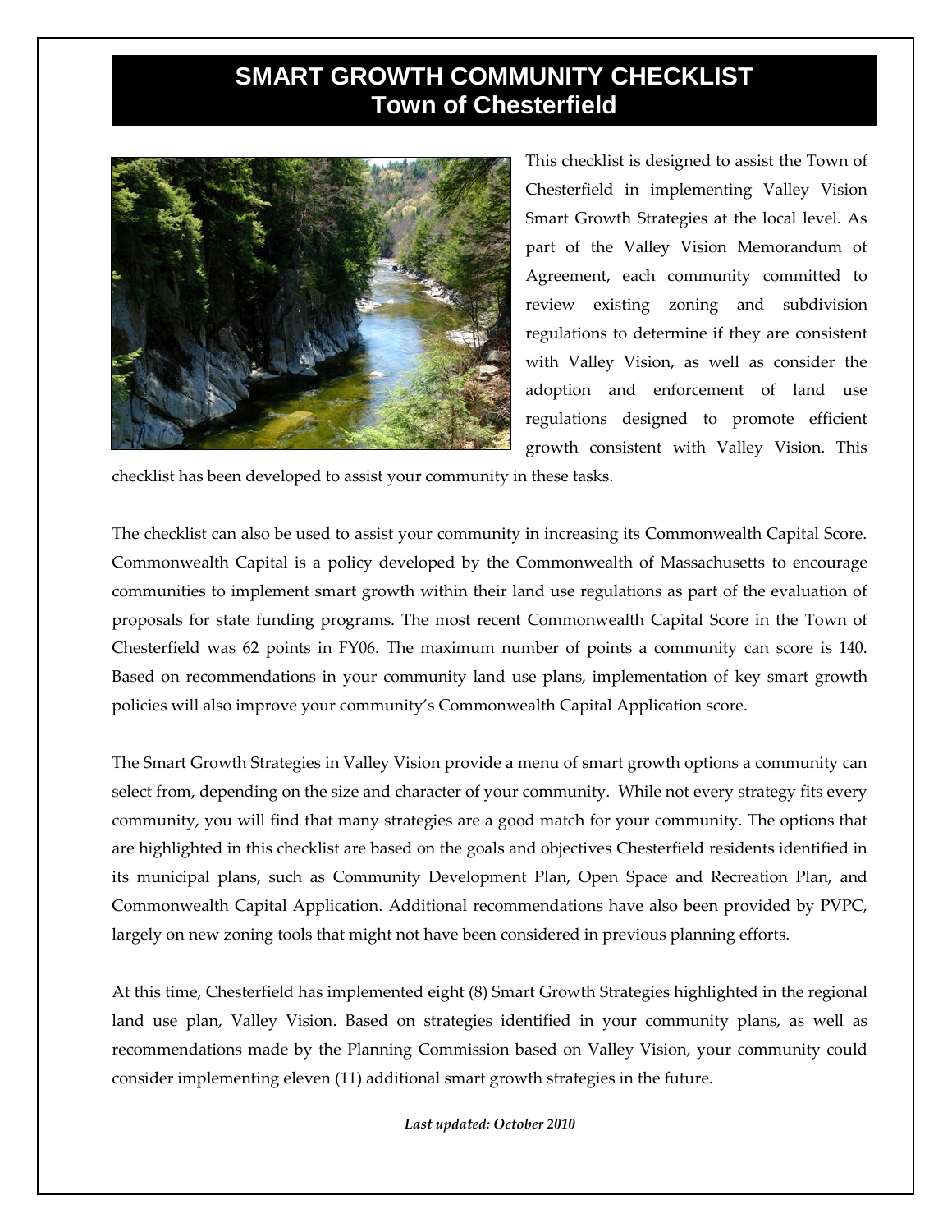# SMART GROWTH COMMUNITY CHECKLIST
## Town of Chesterfield

This checklist is designed to assist the Town of Chesterfield in implementing Valley Vision Smart Growth Strategies at the local level. As part of the Valley Vision Memorandum of Agreement, each community committed to review existing zoning and subdivision regulations to determine if they are consistent with Valley Vision, as well as consider the adoption and enforcement of land use regulations designed to promote efficient growth consistent with Valley Vision. This checklist has been developed to assist your community in these tasks.

The checklist can also be used to assist your community in increasing its Commonwealth Capital Score. Commonwealth Capital is a policy developed by the Commonwealth of Massachusetts to encourage communities to implement smart growth within their land use regulations as part of the evaluation of proposals for state funding programs. The most recent Commonwealth Capital Score in the Town of Chesterfield was 62 points in FY06. The maximum number of points a community can score is 140. Based on recommendations in your community land use plans, implementation of key smart growth policies will also improve your community's Commonwealth Capital Application score.

The Smart Growth Strategies in Valley Vision provide a menu of smart growth options a community can select from, depending on the size and character of your community. While not every strategy fits every community, you will find that many strategies are a good match for your community. The options that are highlighted in this checklist are based on the goals and objectives Chesterfield residents identified in its municipal plans, such as Community Development Plan, Open Space and Recreation Plan, and Commonwealth Capital Application. Additional recommendations have also been provided by PVPC, largely on new zoning tools that might not have been considered in previous planning efforts.

At this time, Chesterfield has implemented eight (8) Smart Growth Strategies highlighted in the regional land use plan, Valley Vision. Based on strategies identified in your community plans, as well as recommendations made by the Planning Commission based on Valley Vision, your community could consider implementing eleven (11) additional smart growth strategies in the future.

***Last updated: October 2010***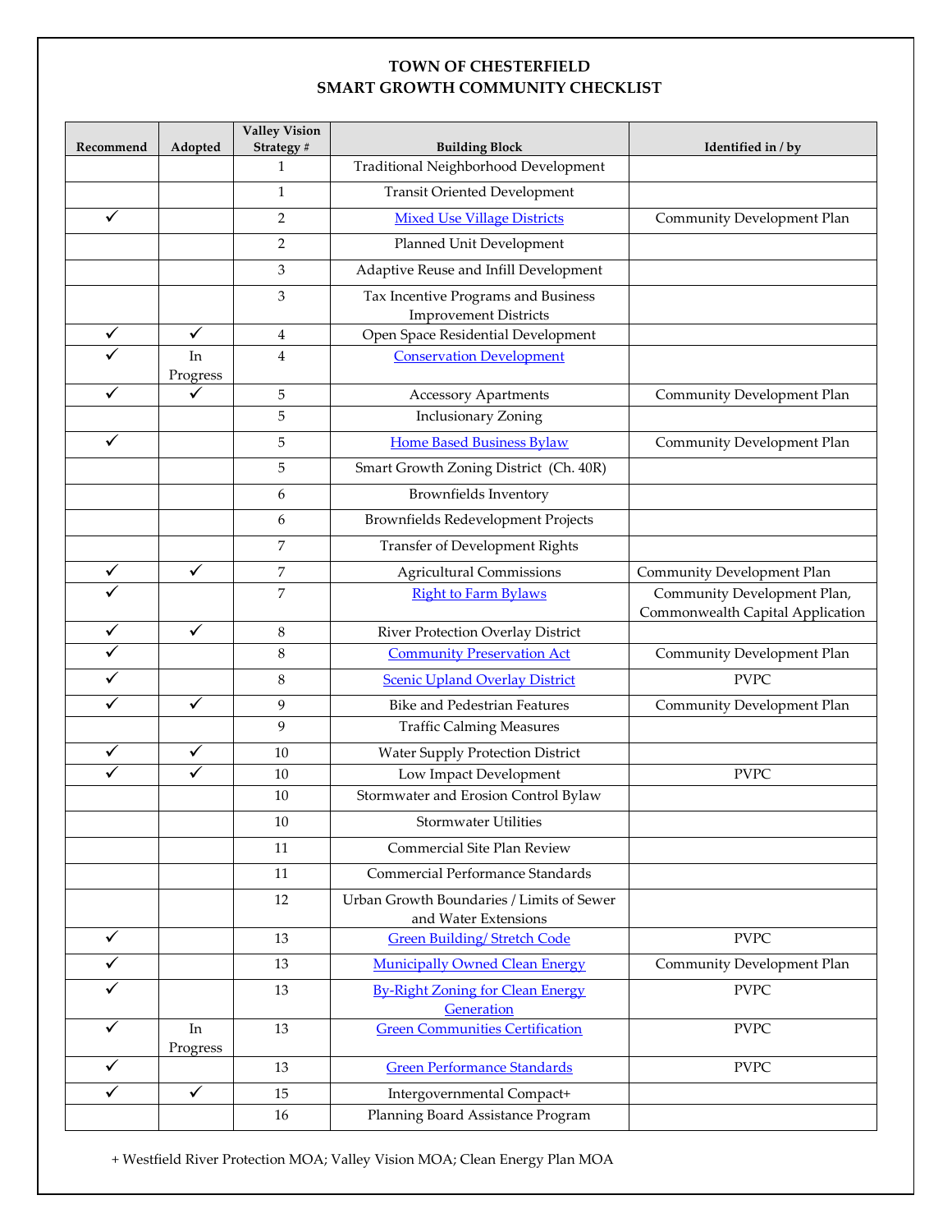# TOWN OF CHESTERFIELD
## SMART GROWTH COMMUNITY CHECKLIST

| Recommend | Adopted | Valley Vision Strategy # | Building Block | Identified in / by |
|---|---|---|---|---|
| | | 1 | Traditional Neighborhood Development | |
| | | 1 | Transit Oriented Development | |
| ✓ | | 2 | Mixed Use Village Districts | Community Development Plan |
| | | 2 | Planned Unit Development | |
| | | 3 | Adaptive Reuse and Infill Development | |
| | | 3 | Tax Incentive Programs and Business Improvement Districts | |
| ✓ | ✓ | 4 | Open Space Residential Development | |
| ✓ | In Progress | 4 | Conservation Development | |
| ✓ | ✓ | 5 | Accessory Apartments | Community Development Plan |
| | | 5 | Inclusionary Zoning | |
| ✓ | | 5 | Home Based Business Bylaw | Community Development Plan |
| | | 5 | Smart Growth Zoning District (Ch. 40R) | |
| | | 6 | Brownfields Inventory | |
| | | 6 | Brownfields Redevelopment Projects | |
| | | 7 | Transfer of Development Rights | |
| ✓ | ✓ | 7 | Agricultural Commissions | Community Development Plan |
| ✓ | | 7 | Right to Farm Bylaws | Community Development Plan, Commonwealth Capital Application |
| ✓ | ✓ | 8 | River Protection Overlay District | |
| ✓ | | 8 | Community Preservation Act | Community Development Plan |
| ✓ | | 8 | Scenic Upland Overlay District | PVPC |
| ✓ | ✓ | 9 | Bike and Pedestrian Features | Community Development Plan |
| | | 9 | Traffic Calming Measures | |
| ✓ | ✓ | 10 | Water Supply Protection District | |
| ✓ | ✓ | 10 | Low Impact Development | PVPC |
| | | 10 | Stormwater and Erosion Control Bylaw | |
| | | 10 | Stormwater Utilities | |
| | | 11 | Commercial Site Plan Review | |
| | | 11 | Commercial Performance Standards | |
| | | 12 | Urban Growth Boundaries / Limits of Sewer and Water Extensions | |
| ✓ | | 13 | Green Building/ Stretch Code | PVPC |
| ✓ | | 13 | Municipally Owned Clean Energy | Community Development Plan |
| ✓ | | 13 | By-Right Zoning for Clean Energy Generation | PVPC |
| ✓ | In Progress | 13 | Green Communities Certification | PVPC |
| ✓ | | 13 | Green Performance Standards | PVPC |
| ✓ | ✓ | 15 | Intergovernmental Compact+ | |
| | | 16 | Planning Board Assistance Program | |

+ Westfield River Protection MOA; Valley Vision MOA; Clean Energy Plan MOA